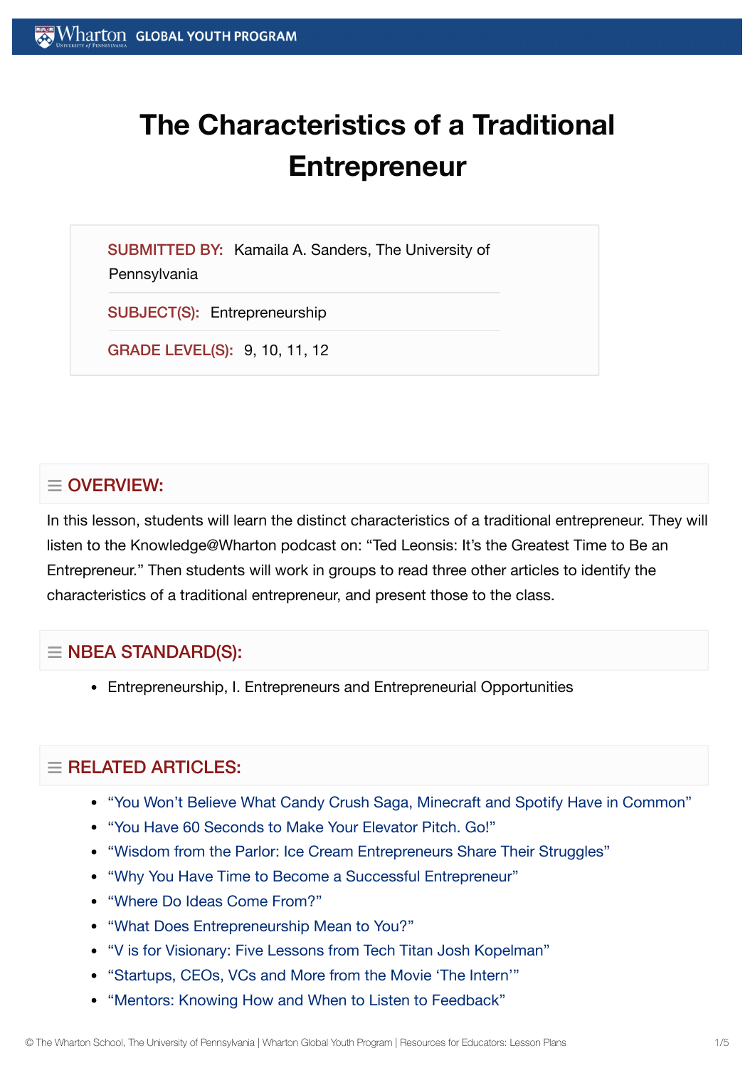# The Characteristics of a Traditional Entrepreneur

**SUBMITTED BY:** Kamaila A. Sanders, The University of Pennsylvania

**SUBJECT(S):** Entrepreneurship

**GRADE LEVEL(S):** 9, 10, 11, 12

## OVERVIEW:

In this lesson, students will learn the distinct characteristics of a traditional entrepreneur. They will listen to the Knowledge@Wharton podcast on: "Ted Leonsis: It's the Greatest Time to Be an Entrepreneur." Then students will work in groups to read three other articles to identify the characteristics of a traditional entrepreneur, and present those to the class.

## NBEA STANDARD(S):

- Entrepreneurship, I. Entrepreneurs and Entrepreneurial Opportunities

## RELATED ARTICLES:

- "You Won't Believe What Candy Crush Saga, Minecraft and Spotify Have in Common"
- "You Have 60 Seconds to Make Your Elevator Pitch. Go!"
- "Wisdom from the Parlor: Ice Cream Entrepreneurs Share Their Struggles"
- "Why You Have Time to Become a Successful Entrepreneur"
- "Where Do Ideas Come From?"
- "What Does Entrepreneurship Mean to You?"
- "V is for Visionary: Five Lessons from Tech Titan Josh Kopelman"
- "Startups, CEOs, VCs and More from the Movie 'The Intern'"
- "Mentors: Knowing How and When to Listen to Feedback"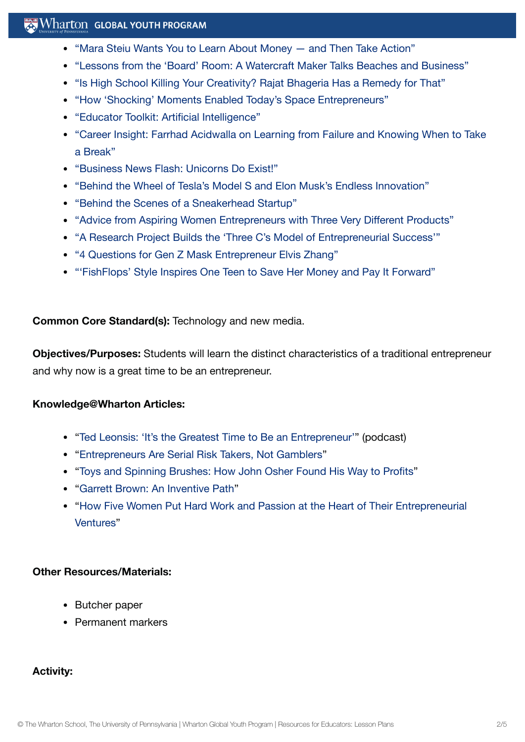- “Mara Steiu Wants You to Learn About Money — and Then Take Action”
- “Lessons from the ‘Board’ Room: A Watercraft Maker Talks Beaches and Business”
- “Is High School Killing Your Creativity? Rajat Bhageria Has a Remedy for That”
- “How ‘Shocking’ Moments Enabled Today’s Space Entrepreneurs”
- “Educator Toolkit: Artificial Intelligence”
- “Career Insight: Farrhad Acidwalla on Learning from Failure and Knowing When to Take a Break”
- “Business News Flash: Unicorns Do Exist!”
- “Behind the Wheel of Tesla’s Model S and Elon Musk’s Endless Innovation”
- “Behind the Scenes of a Sneakerhead Startup”
- “Advice from Aspiring Women Entrepreneurs with Three Very Different Products”
- “A Research Project Builds the ‘Three C’s Model of Entrepreneurial Success’”
- “4 Questions for Gen Z Mask Entrepreneur Elvis Zhang”
- “‘FishFlops’ Style Inspires One Teen to Save Her Money and Pay It Forward”

**Common Core Standard(s):** Technology and new media.

**Objectives/Purposes:** Students will learn the distinct characteristics of a traditional entrepreneur and why now is a great time to be an entrepreneur.

**Knowledge@Wharton Articles:**

- “Ted Leonsis: ‘It’s the Greatest Time to Be an Entrepreneur’” (podcast)
- “Entrepreneurs Are Serial Risk Takers, Not Gamblers”
- “Toys and Spinning Brushes: How John Osher Found His Way to Profits”
- “Garrett Brown: An Inventive Path”
- “How Five Women Put Hard Work and Passion at the Heart of Their Entrepreneurial Ventures”

**Other Resources/Materials:**

- Butcher paper
- Permanent markers

**Activity:**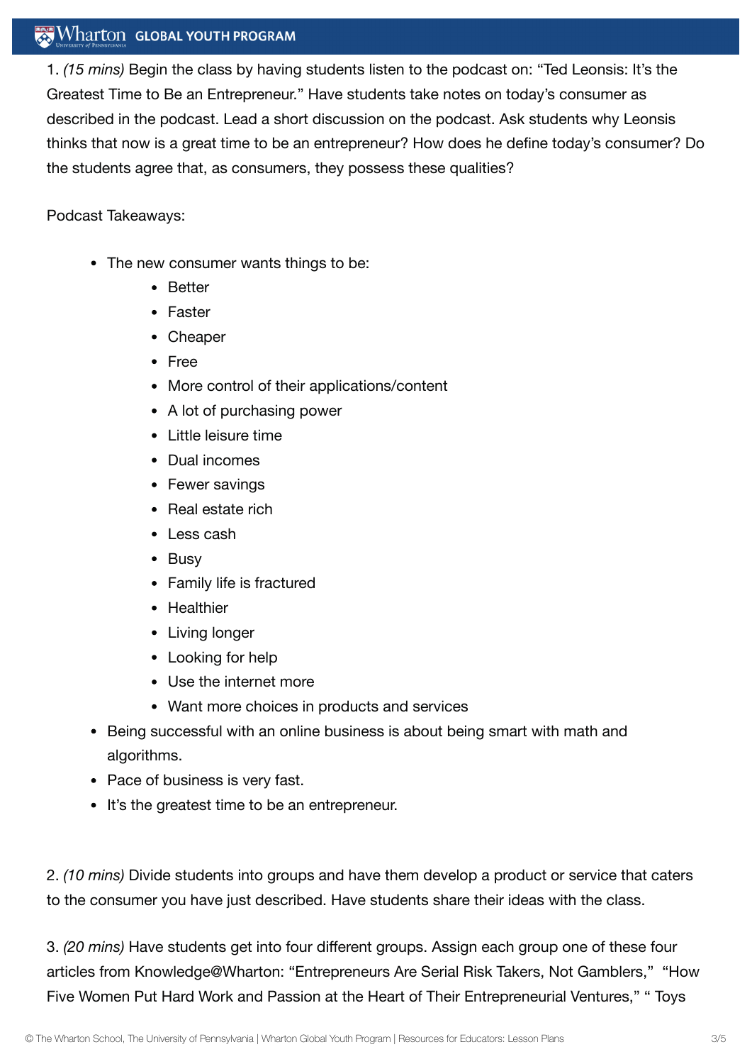1. *(15 mins)* Begin the class by having students listen to the podcast on: "Ted Leonsis: It's the Greatest Time to Be an Entrepreneur." Have students take notes on today's consumer as described in the podcast. Lead a short discussion on the podcast. Ask students why Leonsis thinks that now is a great time to be an entrepreneur? How does he define today's consumer? Do the students agree that, as consumers, they possess these qualities?

Podcast Takeaways:

- The new consumer wants things to be:
  - Better
  - Faster
  - Cheaper
  - Free
  - More control of their applications/content
  - A lot of purchasing power
  - Little leisure time
  - Dual incomes
  - Fewer savings
  - Real estate rich
  - Less cash
  - Busy
  - Family life is fractured
  - Healthier
  - Living longer
  - Looking for help
  - Use the internet more
  - Want more choices in products and services
- Being successful with an online business is about being smart with math and algorithms.
- Pace of business is very fast.
- It's the greatest time to be an entrepreneur.

2. *(10 mins)* Divide students into groups and have them develop a product or service that caters to the consumer you have just described. Have students share their ideas with the class.

3. *(20 mins)* Have students get into four different groups. Assign each group one of these four articles from Knowledge@Wharton: "Entrepreneurs Are Serial Risk Takers, Not Gamblers," "How Five Women Put Hard Work and Passion at the Heart of Their Entrepreneurial Ventures," " Toys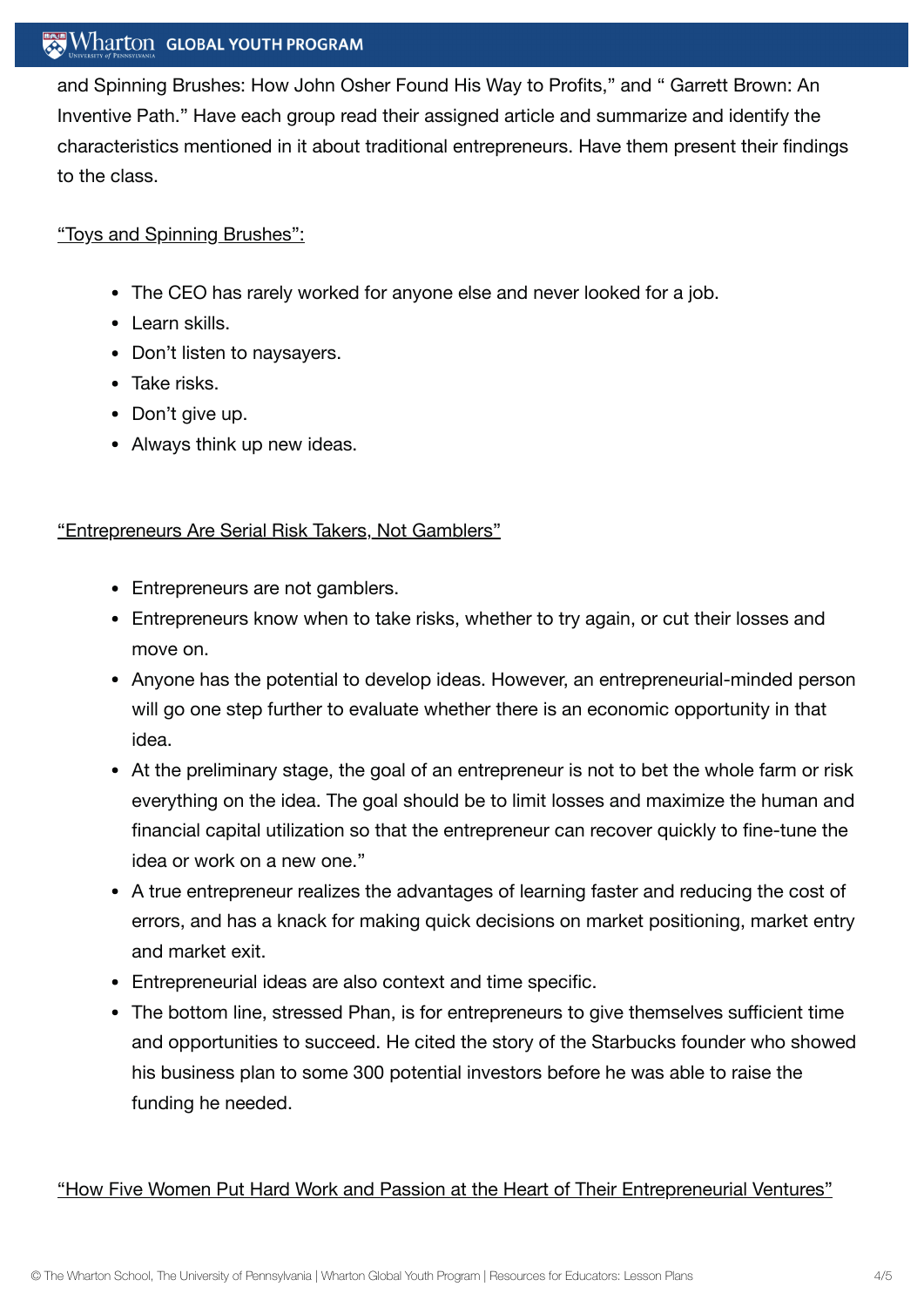and Spinning Brushes: How John Osher Found His Way to Profits," and " Garrett Brown: An Inventive Path." Have each group read their assigned article and summarize and identify the characteristics mentioned in it about traditional entrepreneurs. Have them present their findings to the class.

"Toys and Spinning Brushes":

- The CEO has rarely worked for anyone else and never looked for a job.
- Learn skills.
- Don't listen to naysayers.
- Take risks.
- Don't give up.
- Always think up new ideas.

"Entrepreneurs Are Serial Risk Takers, Not Gamblers"

- Entrepreneurs are not gamblers.
- Entrepreneurs know when to take risks, whether to try again, or cut their losses and move on.
- Anyone has the potential to develop ideas. However, an entrepreneurial-minded person will go one step further to evaluate whether there is an economic opportunity in that idea.
- At the preliminary stage, the goal of an entrepreneur is not to bet the whole farm or risk everything on the idea. The goal should be to limit losses and maximize the human and financial capital utilization so that the entrepreneur can recover quickly to fine-tune the idea or work on a new one."
- A true entrepreneur realizes the advantages of learning faster and reducing the cost of errors, and has a knack for making quick decisions on market positioning, market entry and market exit.
- Entrepreneurial ideas are also context and time specific.
- The bottom line, stressed Phan, is for entrepreneurs to give themselves sufficient time and opportunities to succeed. He cited the story of the Starbucks founder who showed his business plan to some 300 potential investors before he was able to raise the funding he needed.

"How Five Women Put Hard Work and Passion at the Heart of Their Entrepreneurial Ventures"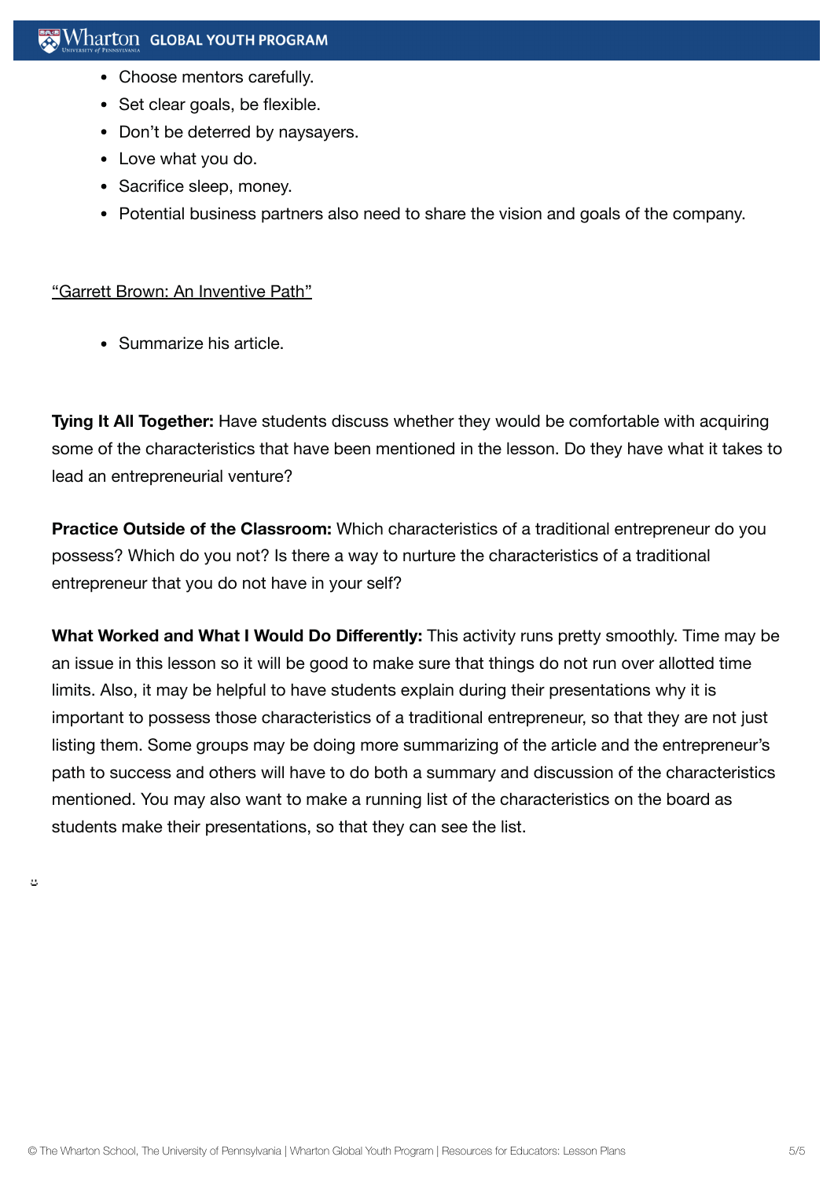- Choose mentors carefully.
- Set clear goals, be flexible.
- Don't be deterred by naysayers.
- Love what you do.
- Sacrifice sleep, money.
- Potential business partners also need to share the vision and goals of the company.

"Garrett Brown: An Inventive Path"

- Summarize his article.

**Tying It All Together:** Have students discuss whether they would be comfortable with acquiring some of the characteristics that have been mentioned in the lesson. Do they have what it takes to lead an entrepreneurial venture?

**Practice Outside of the Classroom:** Which characteristics of a traditional entrepreneur do you possess? Which do you not? Is there a way to nurture the characteristics of a traditional entrepreneur that you do not have in your self?

**What Worked and What I Would Do Differently:** This activity runs pretty smoothly. Time may be an issue in this lesson so it will be good to make sure that things do not run over allotted time limits. Also, it may be helpful to have students explain during their presentations why it is important to possess those characteristics of a traditional entrepreneur, so that they are not just listing them. Some groups may be doing more summarizing of the article and the entrepreneur's path to success and others will have to do both a summary and discussion of the characteristics mentioned. You may also want to make a running list of the characteristics on the board as students make their presentations, so that they can see the list.